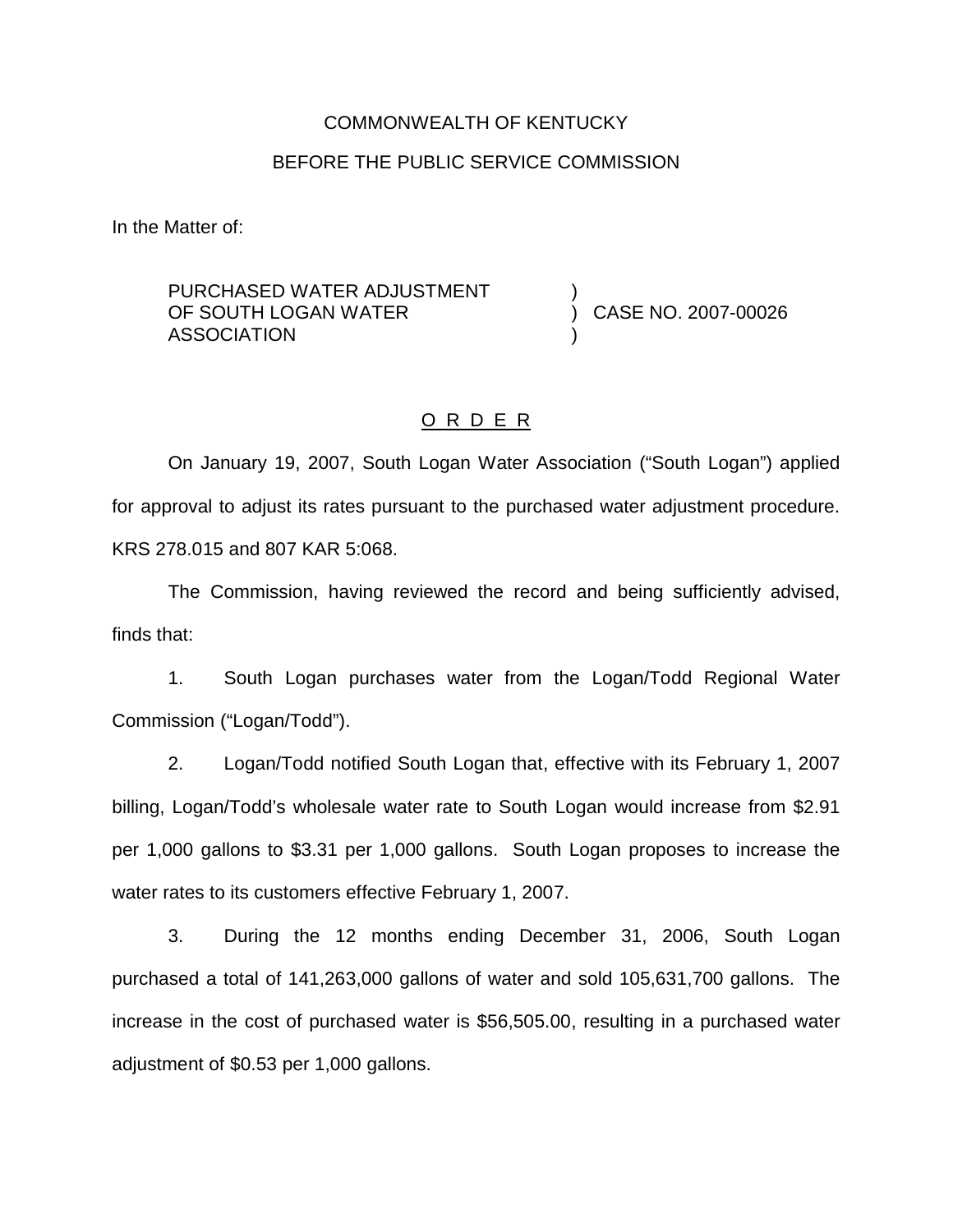COMMONWEALTH OF KENTUCKY

BEFORE THE PUBLIC SERVICE COMMISSION

In the Matter of:

| | | |
|---|---|---|
| PURCHASED WATER ADJUSTMENT OF SOUTH LOGAN WATER ASSOCIATION | ) ) ) | CASE NO. 2007-00026 |

## O R D E R

On January 19, 2007, South Logan Water Association ("South Logan") applied for approval to adjust its rates pursuant to the purchased water adjustment procedure. KRS 278.015 and 807 KAR 5:068.

The Commission, having reviewed the record and being sufficiently advised, finds that:

1. South Logan purchases water from the Logan/Todd Regional Water Commission ("Logan/Todd").

2. Logan/Todd notified South Logan that, effective with its February 1, 2007 billing, Logan/Todd's wholesale water rate to South Logan would increase from $2.91 per 1,000 gallons to $3.31 per 1,000 gallons. South Logan proposes to increase the water rates to its customers effective February 1, 2007.

3. During the 12 months ending December 31, 2006, South Logan purchased a total of 141,263,000 gallons of water and sold 105,631,700 gallons. The increase in the cost of purchased water is $56,505.00, resulting in a purchased water adjustment of $0.53 per 1,000 gallons.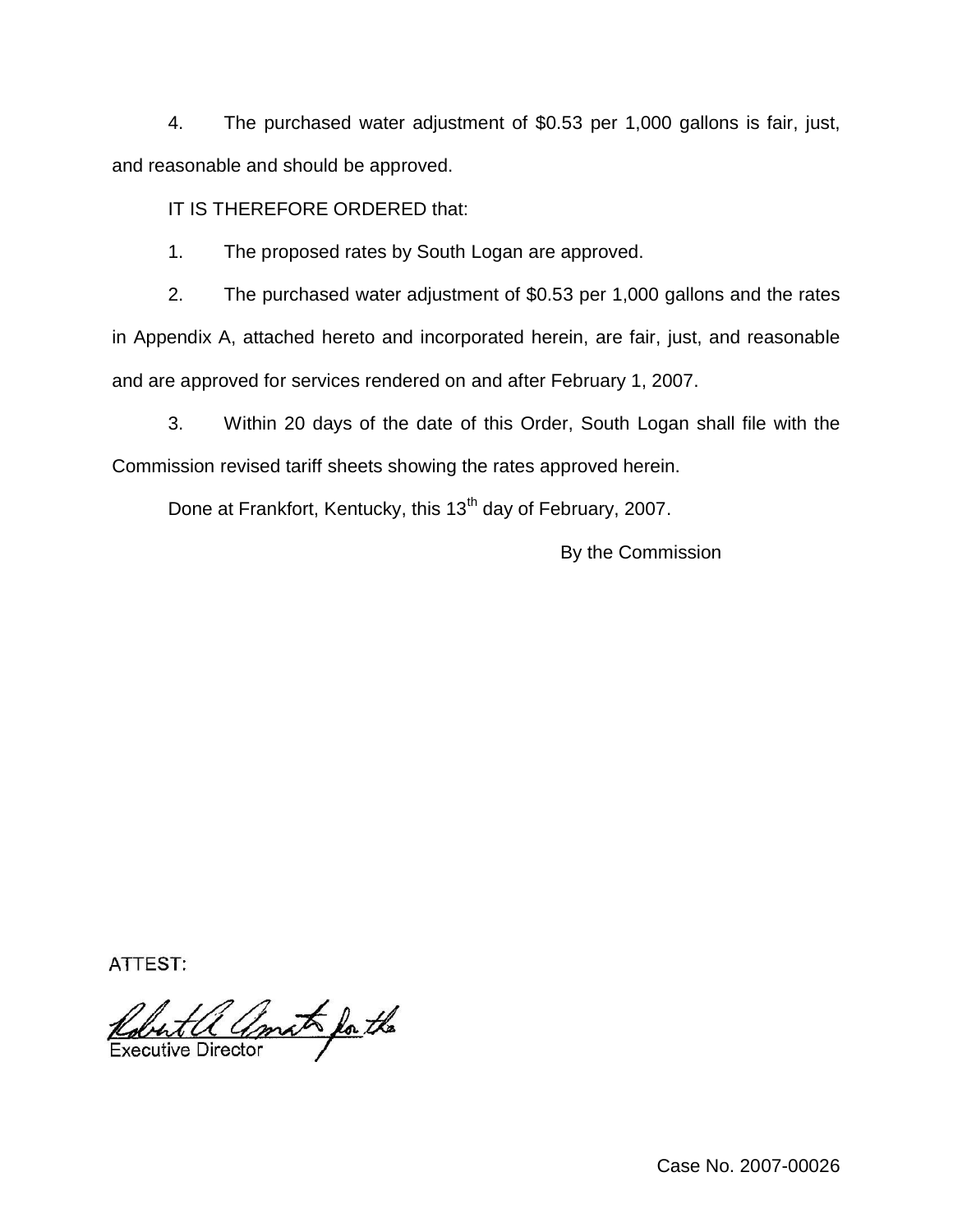4. The purchased water adjustment of $0.53 per 1,000 gallons is fair, just, and reasonable and should be approved.

IT IS THEREFORE ORDERED that:

1. The proposed rates by South Logan are approved.

2. The purchased water adjustment of $0.53 per 1,000 gallons and the rates in Appendix A, attached hereto and incorporated herein, are fair, just, and reasonable and are approved for services rendered on and after February 1, 2007.

3. Within 20 days of the date of this Order, South Logan shall file with the Commission revised tariff sheets showing the rates approved herein.

Done at Frankfort, Kentucky, this 13th day of February, 2007.

By the Commission

ATTEST:

Robert A. Amato for the
Executive Director

Case No. 2007-00026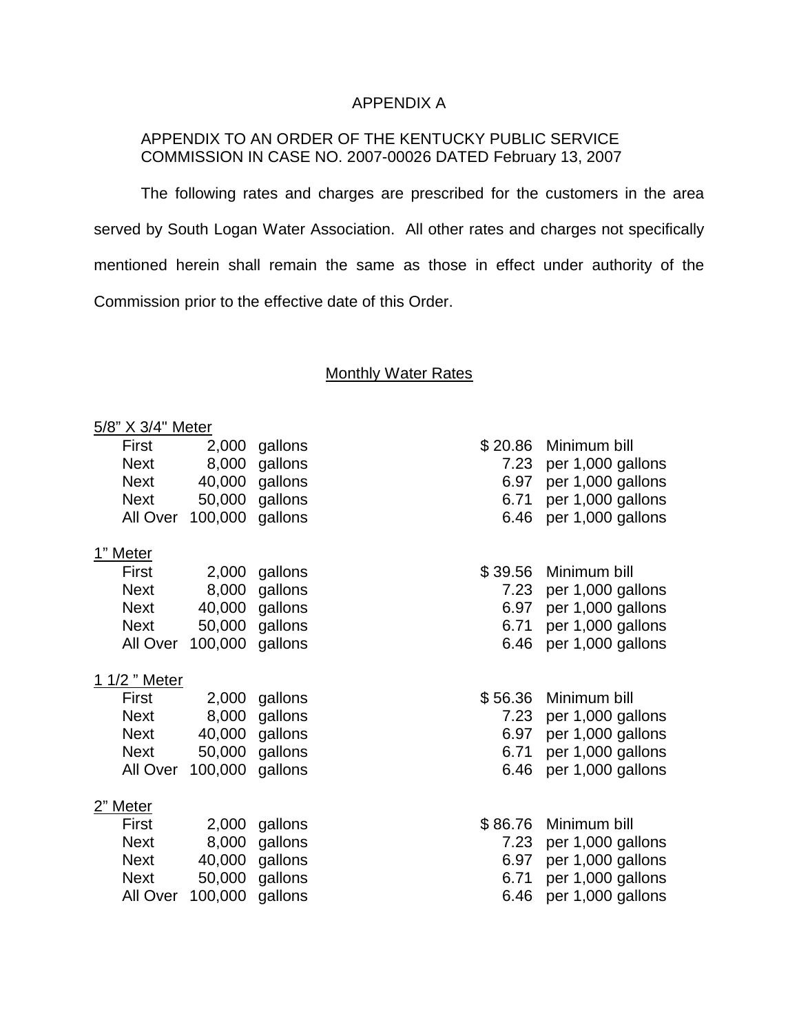# APPENDIX A

APPENDIX TO AN ORDER OF THE KENTUCKY PUBLIC SERVICE COMMISSION IN CASE NO. 2007-00026 DATED February 13, 2007

The following rates and charges are prescribed for the customers in the area served by South Logan Water Association. All other rates and charges not specifically mentioned herein shall remain the same as those in effect under authority of the Commission prior to the effective date of this Order.

## Monthly Water Rates

**5/8" X 3/4" Meter**

| | | | | |
|---|---|---|---|---|
| First | 2,000 | gallons | $ 20.86 | Minimum bill |
| Next | 8,000 | gallons | 7.23 | per 1,000 gallons |
| Next | 40,000 | gallons | 6.97 | per 1,000 gallons |
| Next | 50,000 | gallons | 6.71 | per 1,000 gallons |
| All Over | 100,000 | gallons | 6.46 | per 1,000 gallons |

**1" Meter**

| | | | | |
|---|---|---|---|---|
| First | 2,000 | gallons | $ 39.56 | Minimum bill |
| Next | 8,000 | gallons | 7.23 | per 1,000 gallons |
| Next | 40,000 | gallons | 6.97 | per 1,000 gallons |
| Next | 50,000 | gallons | 6.71 | per 1,000 gallons |
| All Over | 100,000 | gallons | 6.46 | per 1,000 gallons |

**1 1/2 " Meter**

| | | | | |
|---|---|---|---|---|
| First | 2,000 | gallons | $ 56.36 | Minimum bill |
| Next | 8,000 | gallons | 7.23 | per 1,000 gallons |
| Next | 40,000 | gallons | 6.97 | per 1,000 gallons |
| Next | 50,000 | gallons | 6.71 | per 1,000 gallons |
| All Over | 100,000 | gallons | 6.46 | per 1,000 gallons |

**2" Meter**

| | | | | |
|---|---|---|---|---|
| First | 2,000 | gallons | $ 86.76 | Minimum bill |
| Next | 8,000 | gallons | 7.23 | per 1,000 gallons |
| Next | 40,000 | gallons | 6.97 | per 1,000 gallons |
| Next | 50,000 | gallons | 6.71 | per 1,000 gallons |
| All Over | 100,000 | gallons | 6.46 | per 1,000 gallons |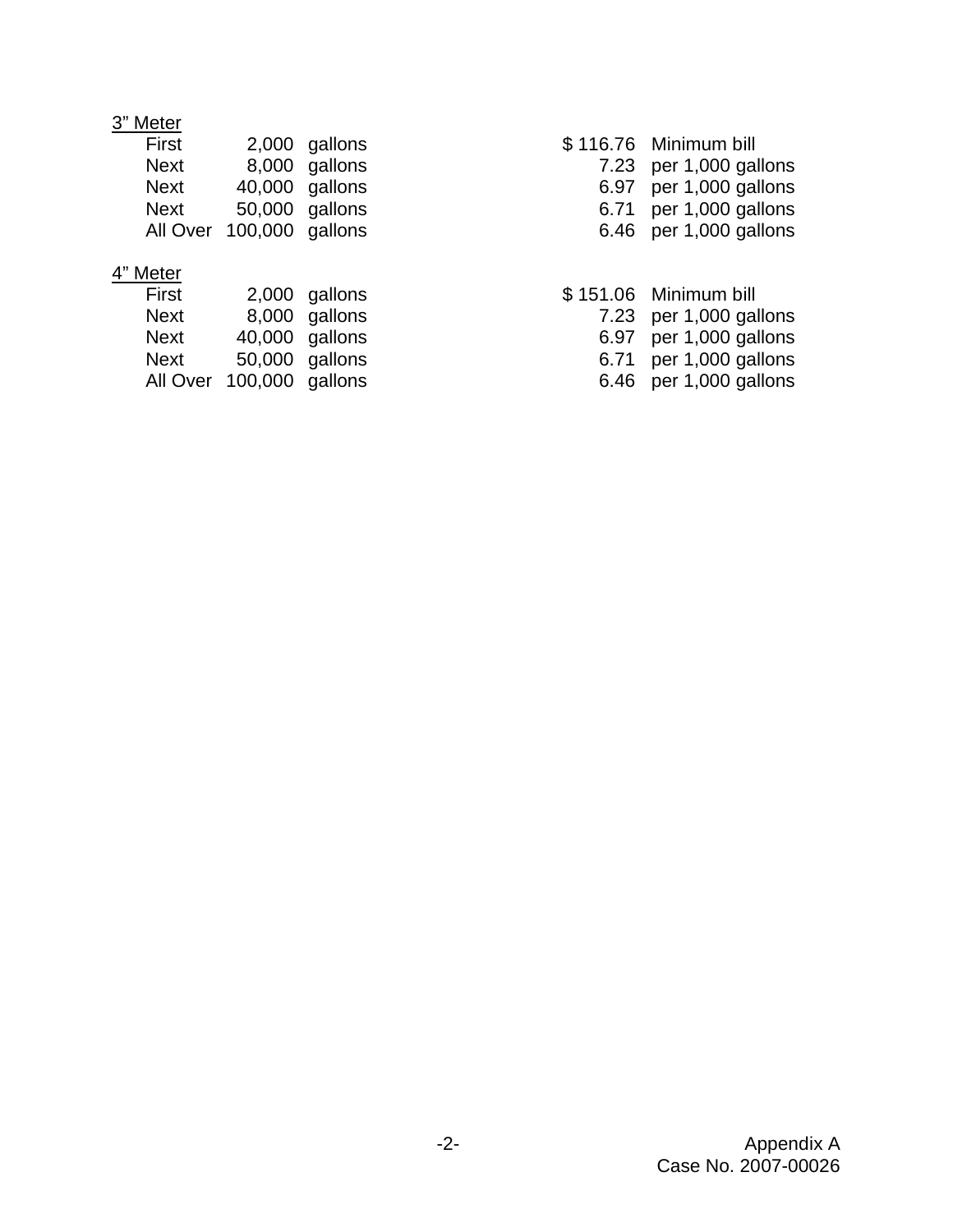3" Meter

| | | | | |
|---|---|---|---|---|
| First | 2,000 | gallons | $ 116.76 | Minimum bill |
| Next | 8,000 | gallons | 7.23 | per 1,000 gallons |
| Next | 40,000 | gallons | 6.97 | per 1,000 gallons |
| Next | 50,000 | gallons | 6.71 | per 1,000 gallons |
| All Over | 100,000 | gallons | 6.46 | per 1,000 gallons |

4" Meter

| | | | | |
|---|---|---|---|---|
| First | 2,000 | gallons | $ 151.06 | Minimum bill |
| Next | 8,000 | gallons | 7.23 | per 1,000 gallons |
| Next | 40,000 | gallons | 6.97 | per 1,000 gallons |
| Next | 50,000 | gallons | 6.71 | per 1,000 gallons |
| All Over | 100,000 | gallons | 6.46 | per 1,000 gallons |

Appendix A
Case No. 2007-00026